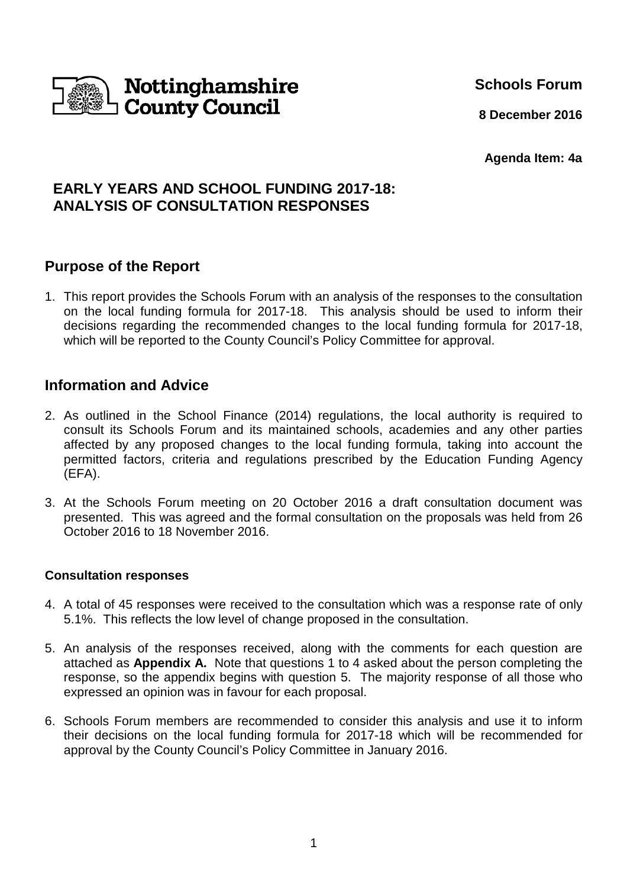Nottinghamshire County Council

**Schools Forum**

**8 December 2016**

**Agenda Item: 4a**

# EARLY YEARS AND SCHOOL FUNDING 2017-18: ANALYSIS OF CONSULTATION RESPONSES

## Purpose of the Report

1. This report provides the Schools Forum with an analysis of the responses to the consultation on the local funding formula for 2017-18. This analysis should be used to inform their decisions regarding the recommended changes to the local funding formula for 2017-18, which will be reported to the County Council's Policy Committee for approval.

## Information and Advice

2. As outlined in the School Finance (2014) regulations, the local authority is required to consult its Schools Forum and its maintained schools, academies and any other parties affected by any proposed changes to the local funding formula, taking into account the permitted factors, criteria and regulations prescribed by the Education Funding Agency (EFA).

3. At the Schools Forum meeting on 20 October 2016 a draft consultation document was presented. This was agreed and the formal consultation on the proposals was held from 26 October 2016 to 18 November 2016.

### Consultation responses

4. A total of 45 responses were received to the consultation which was a response rate of only 5.1%. This reflects the low level of change proposed in the consultation.

5. An analysis of the responses received, along with the comments for each question are attached as **Appendix A.** Note that questions 1 to 4 asked about the person completing the response, so the appendix begins with question 5. The majority response of all those who expressed an opinion was in favour for each proposal.

6. Schools Forum members are recommended to consider this analysis and use it to inform their decisions on the local funding formula for 2017-18 which will be recommended for approval by the County Council's Policy Committee in January 2016.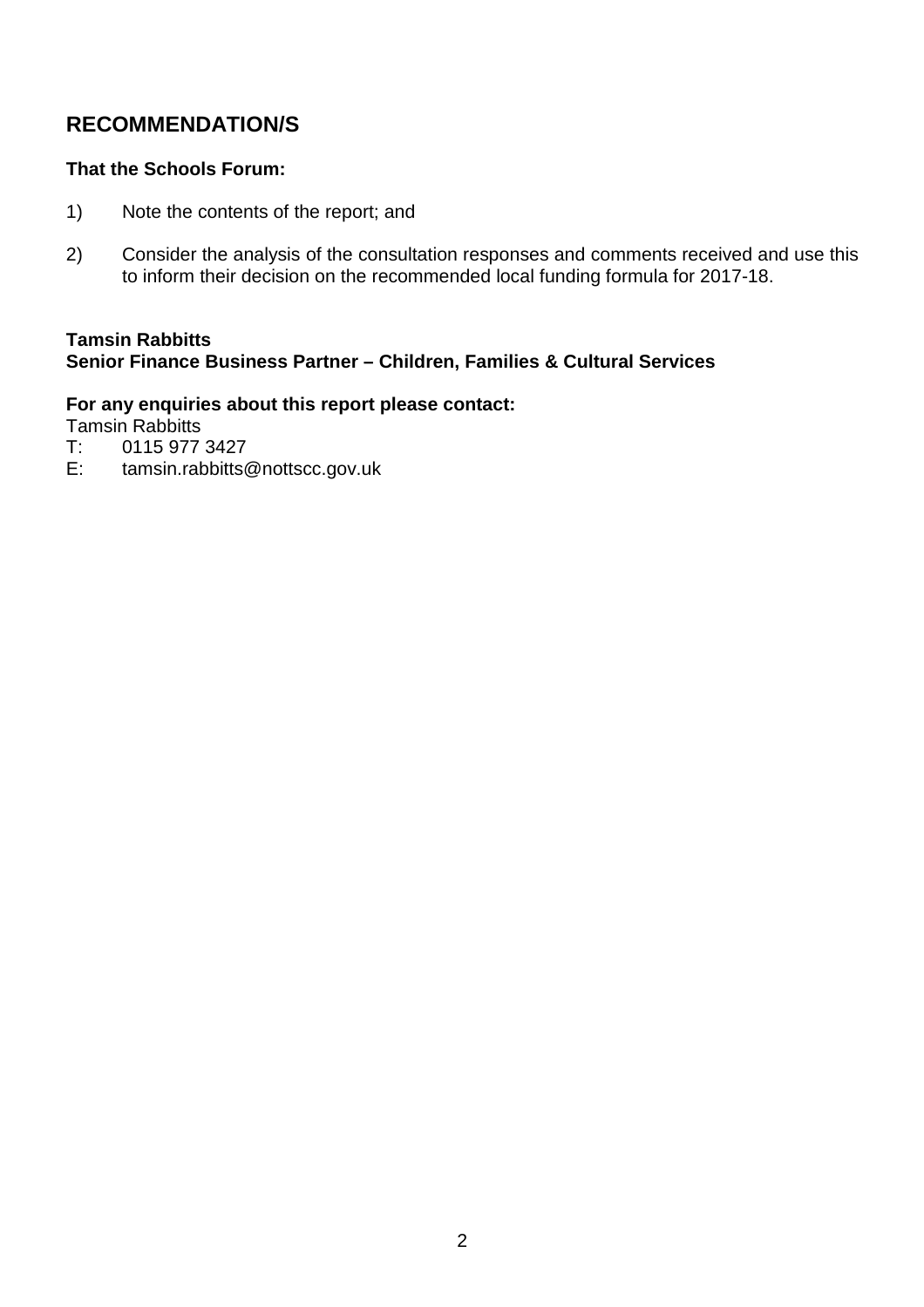## RECOMMENDATION/S

**That the Schools Forum:**

1) Note the contents of the report; and

2) Consider the analysis of the consultation responses and comments received and use this to inform their decision on the recommended local funding formula for 2017-18.

**Tamsin Rabbitts**
**Senior Finance Business Partner – Children, Families & Cultural Services**

**For any enquiries about this report please contact:**
Tamsin Rabbitts
T: 0115 977 3427
E: tamsin.rabbitts@nottscc.gov.uk